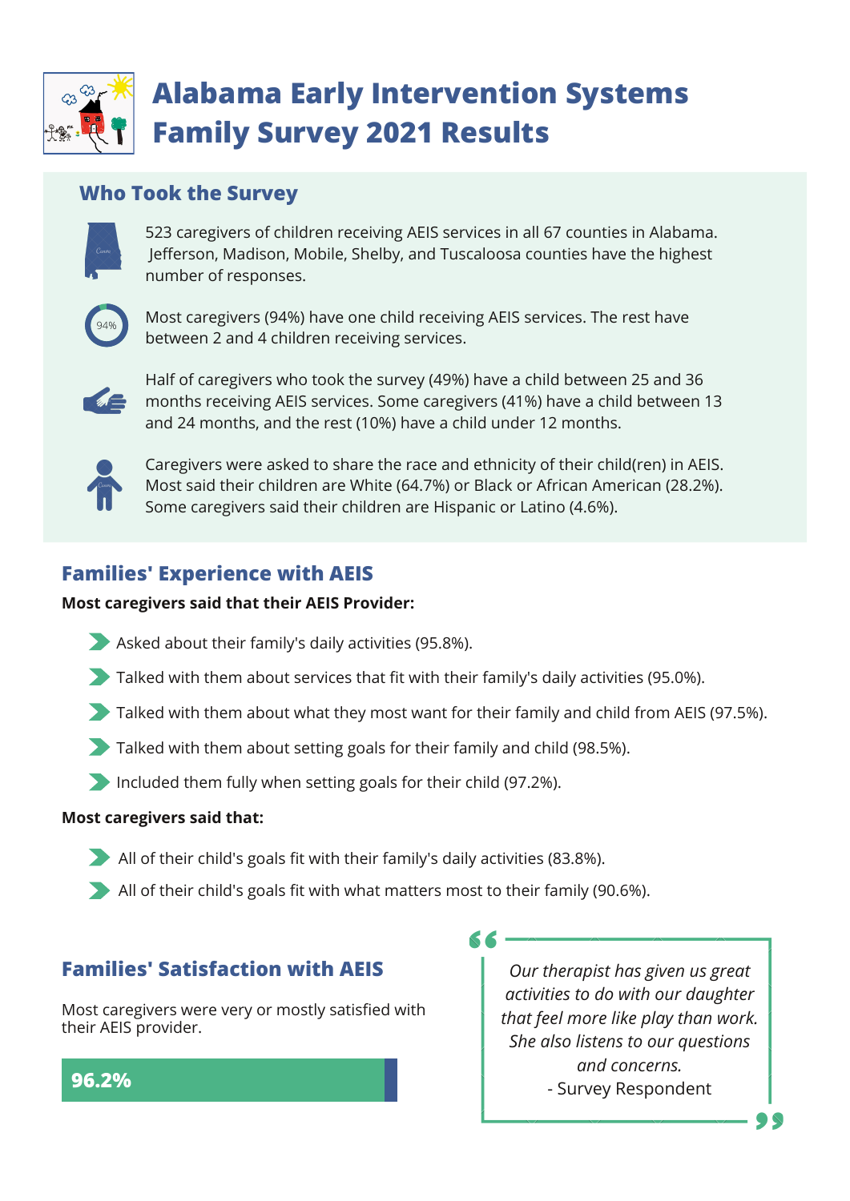# Alabama Early Intervention Systems Family Survey 2021 Results

## Who Took the Survey

523 caregivers of children receiving AEIS services in all 67 counties in Alabama. Jefferson, Madison, Mobile, Shelby, and Tuscaloosa counties have the highest number of responses.

94%

Most caregivers (94%) have one child receiving AEIS services. The rest have between 2 and 4 children receiving services.

Half of caregivers who took the survey (49%) have a child between 25 and 36 months receiving AEIS services. Some caregivers (41%) have a child between 13 and 24 months, and the rest (10%) have a child under 12 months.

Caregivers were asked to share the race and ethnicity of their child(ren) in AEIS. Most said their children are White (64.7%) or Black or African American (28.2%). Some caregivers said their children are Hispanic or Latino (4.6%).

## Families' Experience with AEIS

**Most caregivers said that their AEIS Provider:**

- Asked about their family's daily activities (95.8%).
- Talked with them about services that fit with their family's daily activities (95.0%).
- Talked with them about what they most want for their family and child from AEIS (97.5%).
- Talked with them about setting goals for their family and child (98.5%).
- Included them fully when setting goals for their child (97.2%).

**Most caregivers said that:**

- All of their child's goals fit with their family's daily activities (83.8%).
- All of their child's goals fit with what matters most to their family (90.6%).

## Families' Satisfaction with AEIS

Most caregivers were very or mostly satisfied with their AEIS provider.

**96.2%**

> *Our therapist has given us great activities to do with our daughter that feel more like play than work. She also listens to our questions and concerns.*
>
> \- Survey Respondent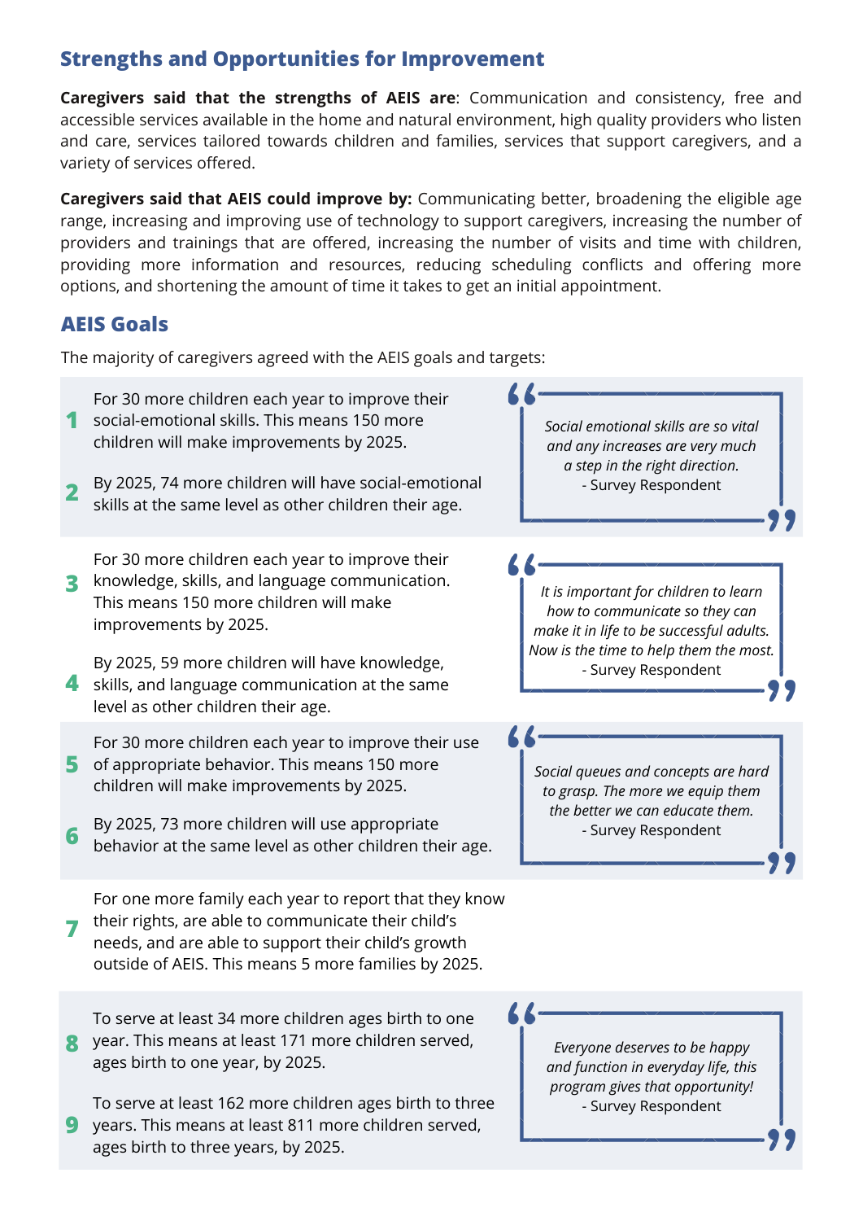## Strengths and Opportunities for Improvement

**Caregivers said that the strengths of AEIS are**: Communication and consistency, free and accessible services available in the home and natural environment, high quality providers who listen and care, services tailored towards children and families, services that support caregivers, and a variety of services offered.

**Caregivers said that AEIS could improve by:** Communicating better, broadening the eligible age range, increasing and improving use of technology to support caregivers, increasing the number of providers and trainings that are offered, increasing the number of visits and time with children, providing more information and resources, reducing scheduling conflicts and offering more options, and shortening the amount of time it takes to get an initial appointment.

## AEIS Goals

The majority of caregivers agreed with the AEIS goals and targets:

1. For 30 more children each year to improve their social-emotional skills. This means 150 more children will make improvements by 2025.
2. By 2025, 74 more children will have social-emotional skills at the same level as other children their age.

> *Social emotional skills are so vital and any increases are very much a step in the right direction.*
> - Survey Respondent

3. For 30 more children each year to improve their knowledge, skills, and language communication. This means 150 more children will make improvements by 2025.
4. By 2025, 59 more children will have knowledge, skills, and language communication at the same level as other children their age.

> *It is important for children to learn how to communicate so they can make it in life to be successful adults. Now is the time to help them the most.*
> - Survey Respondent

5. For 30 more children each year to improve their use of appropriate behavior. This means 150 more children will make improvements by 2025.
6. By 2025, 73 more children will use appropriate behavior at the same level as other children their age.

> *Social queues and concepts are hard to grasp. The more we equip them the better we can educate them.*
> - Survey Respondent

7. For one more family each year to report that they know their rights, are able to communicate their child's needs, and are able to support their child's growth outside of AEIS. This means 5 more families by 2025.
8. To serve at least 34 more children ages birth to one year. This means at least 171 more children served, ages birth to one year, by 2025.
9. To serve at least 162 more children ages birth to three years. This means at least 811 more children served, ages birth to three years, by 2025.

> *Everyone deserves to be happy and function in everyday life, this program gives that opportunity!*
> - Survey Respondent